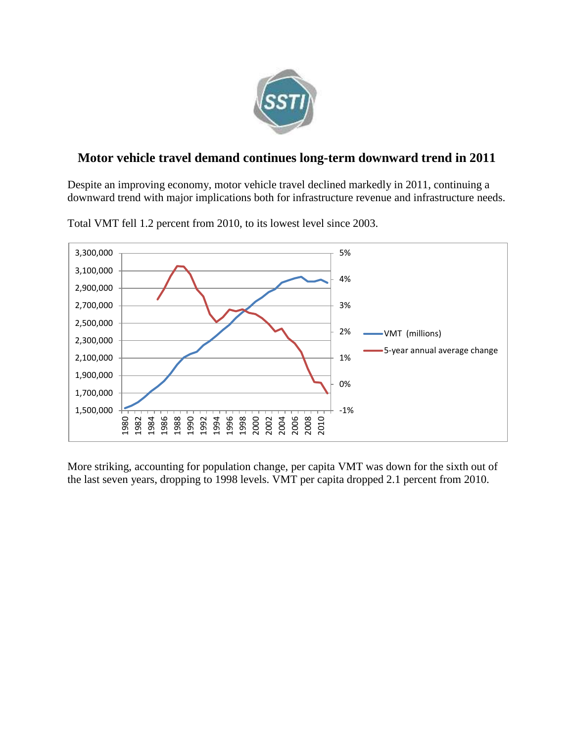# Motor vehicle travel demand continues long-term downward trend in 2011

Despite an improving economy, motor vehicle travel declined markedly in 2011, continuing a downward trend with major implications both for infrastructure revenue and infrastructure needs.

Total VMT fell 1.2 percent from 2010, to its lowest level since 2003.

More striking, accounting for population change, per capita VMT was down for the sixth out of the last seven years, dropping to 1998 levels. VMT per capita dropped 2.1 percent from 2010.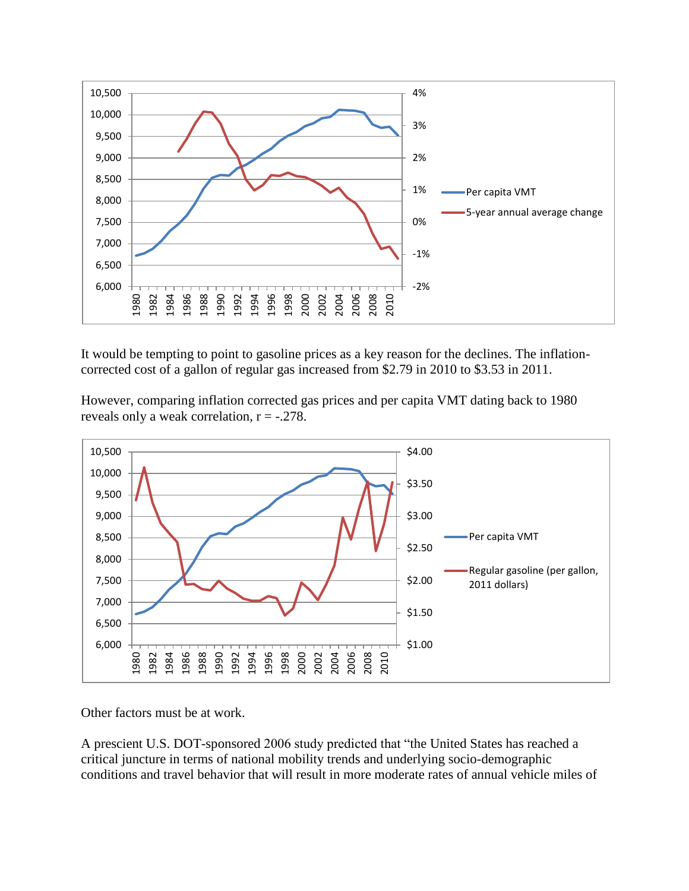It would be tempting to point to gasoline prices as a key reason for the declines. The inflation-corrected cost of a gallon of regular gas increased from $2.79 in 2010 to $3.53 in 2011.

However, comparing inflation corrected gas prices and per capita VMT dating back to 1980 reveals only a weak correlation, r = -.278.

Other factors must be at work.

A prescient U.S. DOT-sponsored 2006 study predicted that "the United States has reached a critical juncture in terms of national mobility trends and underlying socio-demographic conditions and travel behavior that will result in more moderate rates of annual vehicle miles of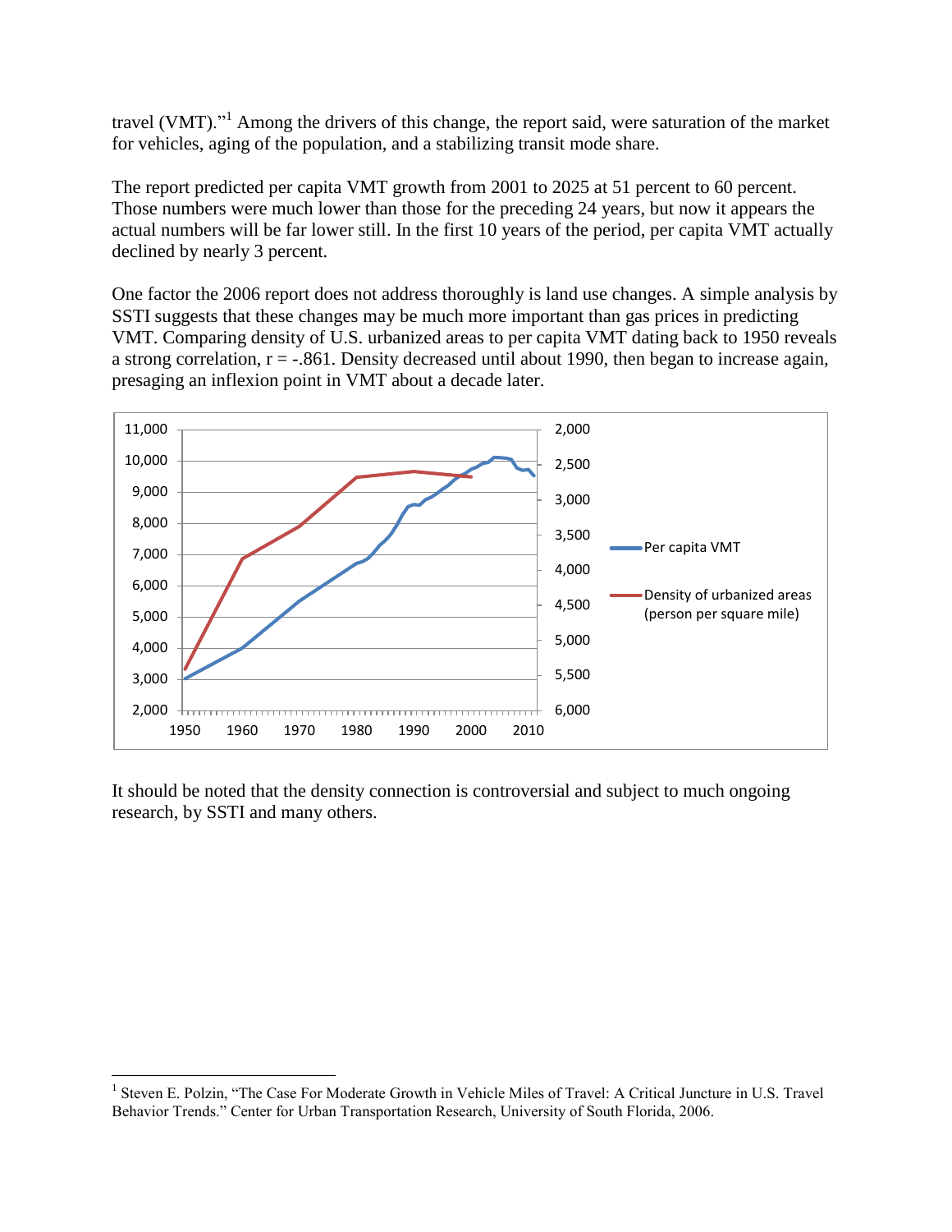travel (VMT)."[1] Among the drivers of this change, the report said, were saturation of the market for vehicles, aging of the population, and a stabilizing transit mode share.

The report predicted per capita VMT growth from 2001 to 2025 at 51 percent to 60 percent. Those numbers were much lower than those for the preceding 24 years, but now it appears the actual numbers will be far lower still. In the first 10 years of the period, per capita VMT actually declined by nearly 3 percent.

One factor the 2006 report does not address thoroughly is land use changes. A simple analysis by SSTI suggests that these changes may be much more important than gas prices in predicting VMT. Comparing density of U.S. urbanized areas to per capita VMT dating back to 1950 reveals a strong correlation, r = -.861. Density decreased until about 1990, then began to increase again, presaging an inflexion point in VMT about a decade later.

11,000
10,000
9,000
8,000
7,000
6,000
5,000
4,000
3,000
2,000

2,000
2,500
3,000
3,500
4,000
4,500
5,000
5,500
6,000

1950 1960 1970 1980 1990 2000 2010

Per capita VMT

Density of urbanized areas (person per square mile)

It should be noted that the density connection is controversial and subject to much ongoing research, by SSTI and many others.

[1] Steven E. Polzin, "The Case For Moderate Growth in Vehicle Miles of Travel: A Critical Juncture in U.S. Travel Behavior Trends." Center for Urban Transportation Research, University of South Florida, 2006.